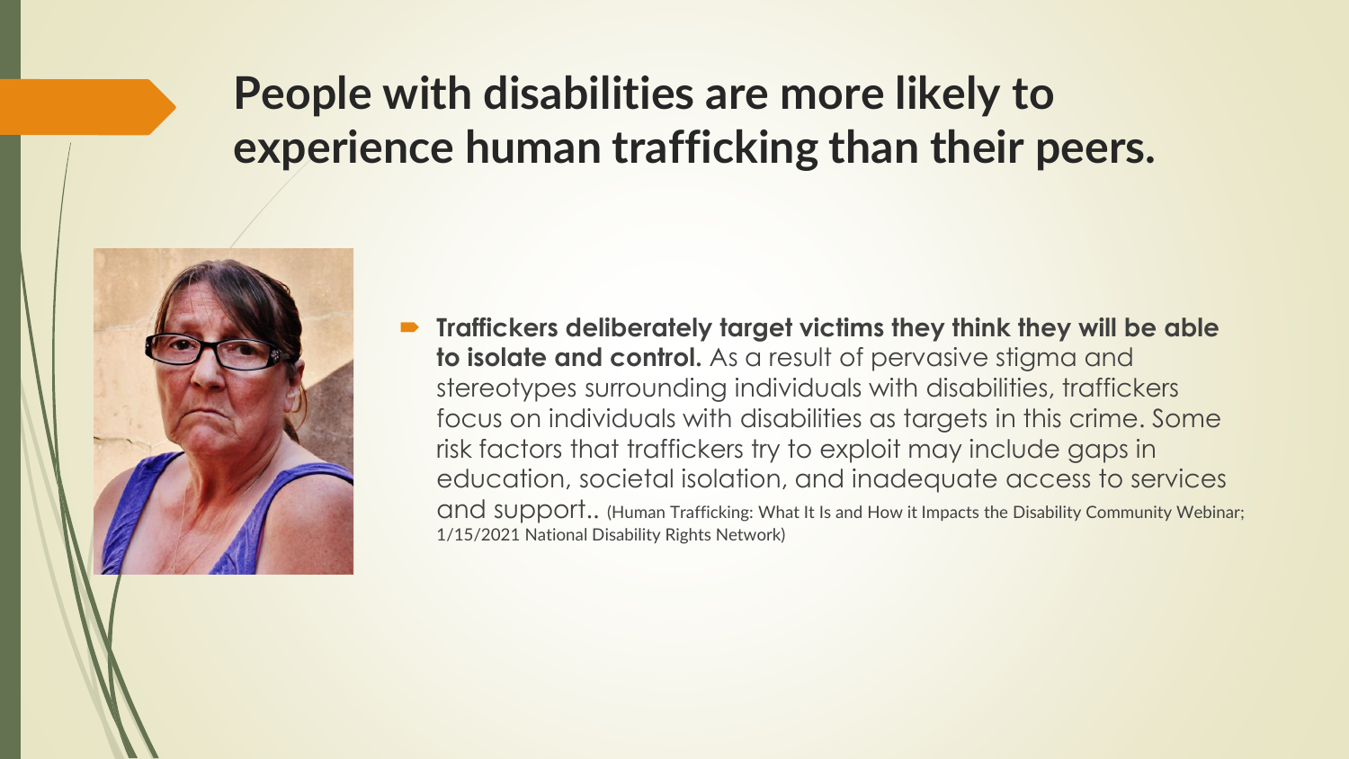# People with disabilities are more likely to experience human trafficking than their peers.

- **Traffickers deliberately target victims they think they will be able to isolate and control.** As a result of pervasive stigma and stereotypes surrounding individuals with disabilities, traffickers focus on individuals with disabilities as targets in this crime. Some risk factors that traffickers try to exploit may include gaps in education, societal isolation, and inadequate access to services and support.. (Human Trafficking: What It Is and How it Impacts the Disability Community Webinar; 1/15/2021 National Disability Rights Network)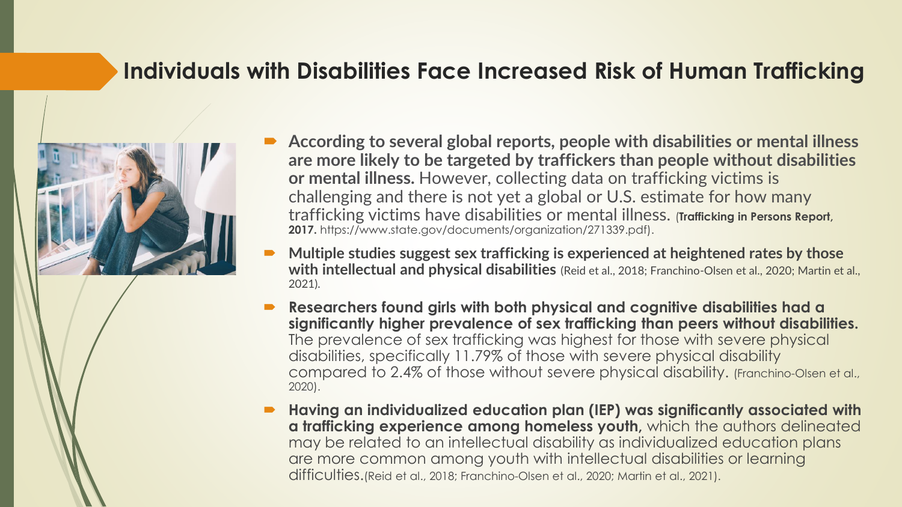## Individuals with Disabilities Face Increased Risk of Human Trafficking

- **According to several global reports, people with disabilities or mental illness are more likely to be targeted by traffickers than people without disabilities or mental illness.** However, collecting data on trafficking victims is challenging and there is not yet a global or U.S. estimate for how many trafficking victims have disabilities or mental illness. (**Trafficking in Persons Report, 2017.** https://www.state.gov/documents/organization/271339.pdf).
- **Multiple studies suggest sex trafficking is experienced at heightened rates by those with intellectual and physical disabilities** (Reid et al., 2018; Franchino-Olsen et al., 2020; Martin et al., 2021).
- **Researchers found girls with both physical and cognitive disabilities had a significantly higher prevalence of sex trafficking than peers without disabilities.** The prevalence of sex trafficking was highest for those with severe physical disabilities, specifically 11.79% of those with severe physical disability compared to 2.4% of those without severe physical disability. (Franchino-Olsen et al., 2020).
- **Having an individualized education plan (IEP) was significantly associated with a trafficking experience among homeless youth,** which the authors delineated may be related to an intellectual disability as individualized education plans are more common among youth with intellectual disabilities or learning difficulties.(Reid et al., 2018; Franchino-Olsen et al., 2020; Martin et al., 2021).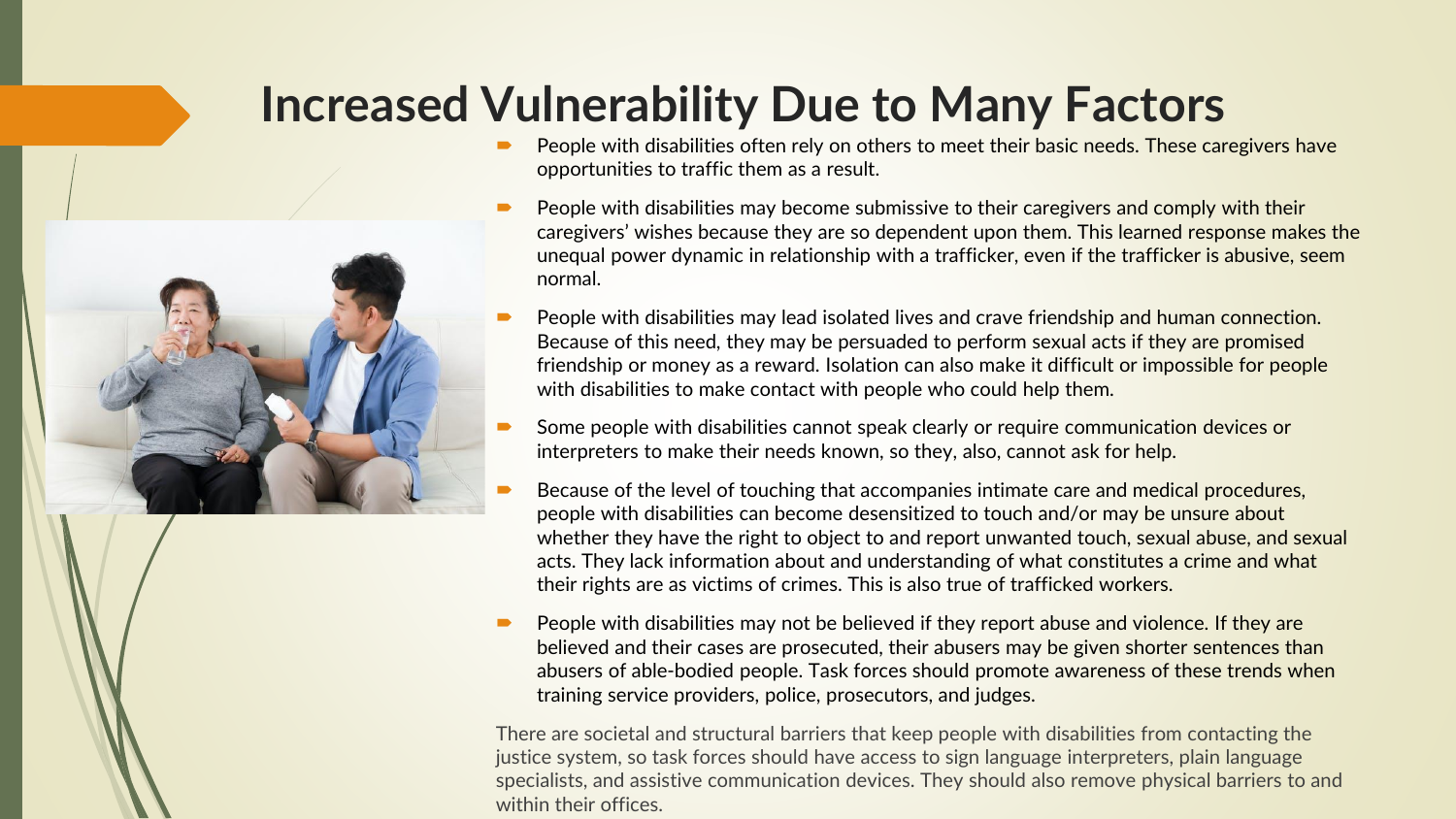# Increased Vulnerability Due to Many Factors

- People with disabilities often rely on others to meet their basic needs. These caregivers have opportunities to traffic them as a result.
- People with disabilities may become submissive to their caregivers and comply with their caregivers' wishes because they are so dependent upon them. This learned response makes the unequal power dynamic in relationship with a trafficker, even if the trafficker is abusive, seem normal.
- People with disabilities may lead isolated lives and crave friendship and human connection. Because of this need, they may be persuaded to perform sexual acts if they are promised friendship or money as a reward. Isolation can also make it difficult or impossible for people with disabilities to make contact with people who could help them.
- Some people with disabilities cannot speak clearly or require communication devices or interpreters to make their needs known, so they, also, cannot ask for help.
- Because of the level of touching that accompanies intimate care and medical procedures, people with disabilities can become desensitized to touch and/or may be unsure about whether they have the right to object to and report unwanted touch, sexual abuse, and sexual acts. They lack information about and understanding of what constitutes a crime and what their rights are as victims of crimes. This is also true of trafficked workers.
- People with disabilities may not be believed if they report abuse and violence. If they are believed and their cases are prosecuted, their abusers may be given shorter sentences than abusers of able-bodied people. Task forces should promote awareness of these trends when training service providers, police, prosecutors, and judges.

There are societal and structural barriers that keep people with disabilities from contacting the justice system, so task forces should have access to sign language interpreters, plain language specialists, and assistive communication devices. They should also remove physical barriers to and within their offices.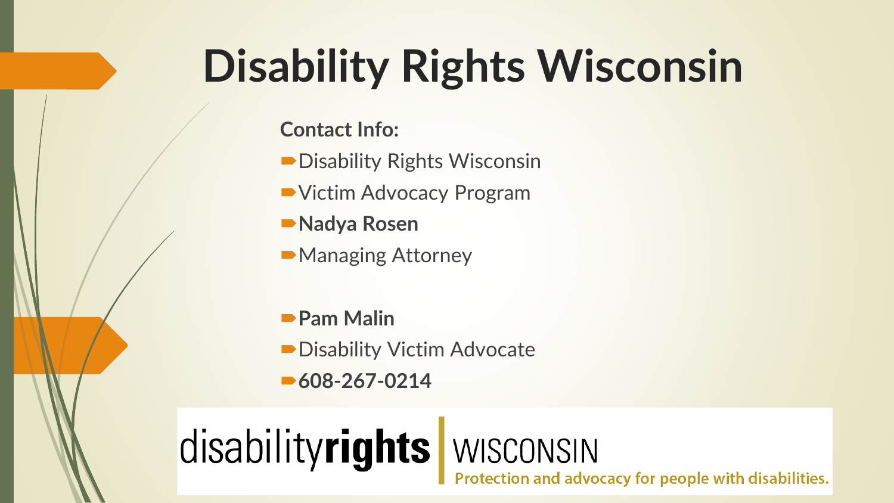# Disability Rights Wisconsin

**Contact Info:**

- Disability Rights Wisconsin
- Victim Advocacy Program
- **Nadya Rosen**
- Managing Attorney

- **Pam Malin**
- Disability Victim Advocate
- **608-267-0214**

disability**rights** WISCONSIN

Protection and advocacy for people with disabilities.